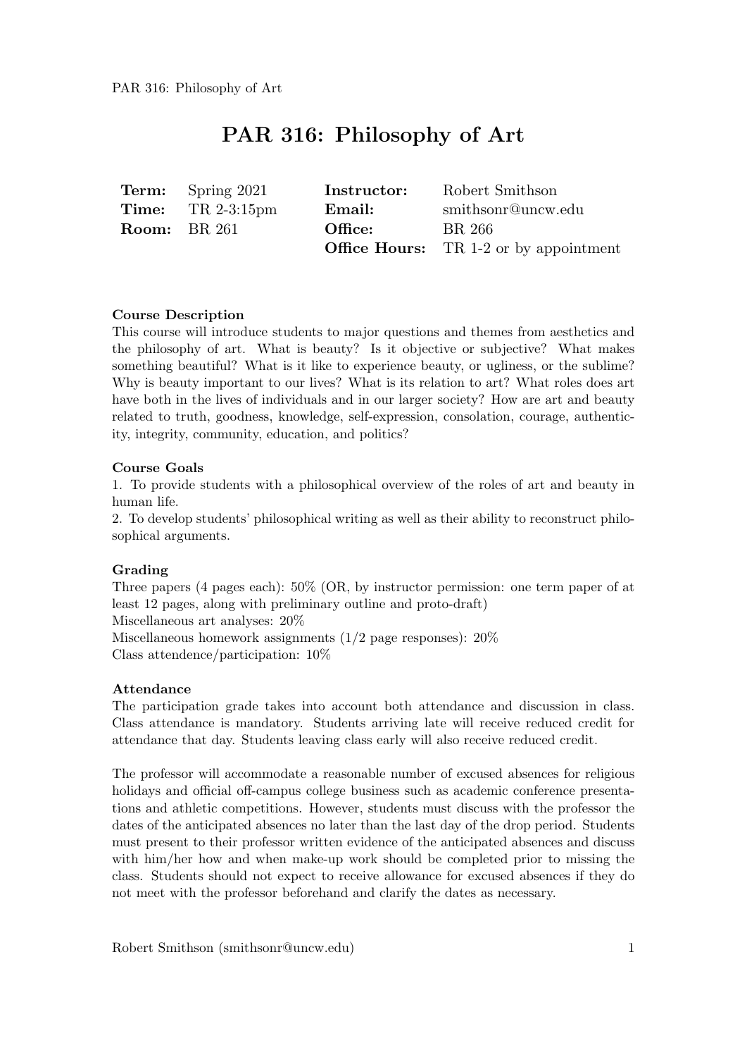# PAR 316: Philosophy of Art

| | | | |
|---|---|---|---|
| **Term:** | Spring 2021 | **Instructor:** | Robert Smithson |
| **Time:** | TR 2-3:15pm | **Email:** | smithsonr@uncw.edu |
| **Room:** | BR 261 | **Office:** | BR 266 |
| | | **Office Hours:** | TR 1-2 or by appointment |

**Course Description**

This course will introduce students to major questions and themes from aesthetics and the philosophy of art. What is beauty? Is it objective or subjective? What makes something beautiful? What is it like to experience beauty, or ugliness, or the sublime? Why is beauty important to our lives? What is its relation to art? What roles does art have both in the lives of individuals and in our larger society? How are art and beauty related to truth, goodness, knowledge, self-expression, consolation, courage, authenticity, integrity, community, education, and politics?

**Course Goals**

1. To provide students with a philosophical overview of the roles of art and beauty in human life.
2. To develop students' philosophical writing as well as their ability to reconstruct philosophical arguments.

**Grading**

Three papers (4 pages each): 50% (OR, by instructor permission: one term paper of at least 12 pages, along with preliminary outline and proto-draft)
Miscellaneous art analyses: 20%
Miscellaneous homework assignments (1/2 page responses): 20%
Class attendence/participation: 10%

**Attendance**

The participation grade takes into account both attendance and discussion in class. Class attendance is mandatory. Students arriving late will receive reduced credit for attendance that day. Students leaving class early will also receive reduced credit.

The professor will accommodate a reasonable number of excused absences for religious holidays and official off-campus college business such as academic conference presentations and athletic competitions. However, students must discuss with the professor the dates of the anticipated absences no later than the last day of the drop period. Students must present to their professor written evidence of the anticipated absences and discuss with him/her how and when make-up work should be completed prior to missing the class. Students should not expect to receive allowance for excused absences if they do not meet with the professor beforehand and clarify the dates as necessary.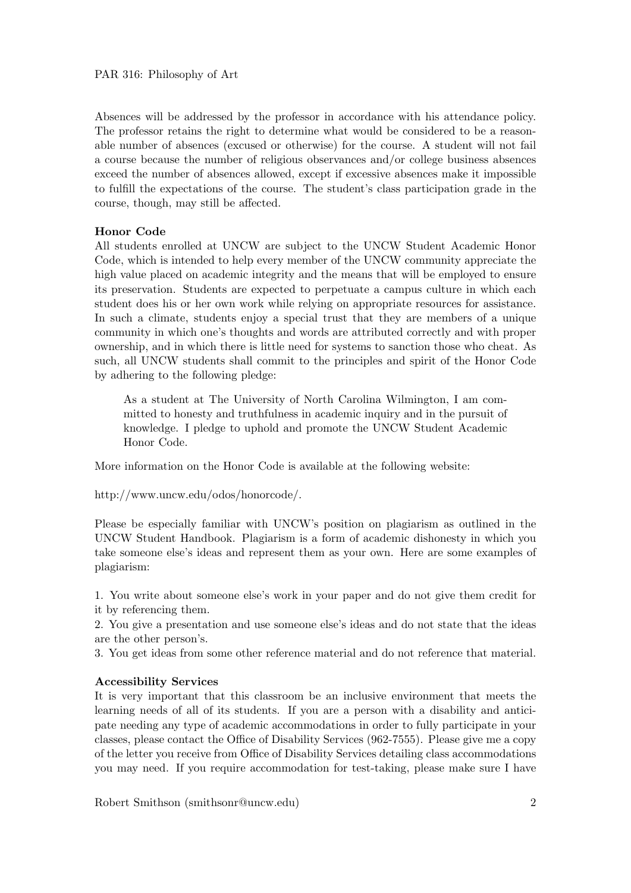Absences will be addressed by the professor in accordance with his attendance policy. The professor retains the right to determine what would be considered to be a reasonable number of absences (excused or otherwise) for the course. A student will not fail a course because the number of religious observances and/or college business absences exceed the number of absences allowed, except if excessive absences make it impossible to fulfill the expectations of the course. The student's class participation grade in the course, though, may still be affected.

**Honor Code**

All students enrolled at UNCW are subject to the UNCW Student Academic Honor Code, which is intended to help every member of the UNCW community appreciate the high value placed on academic integrity and the means that will be employed to ensure its preservation. Students are expected to perpetuate a campus culture in which each student does his or her own work while relying on appropriate resources for assistance. In such a climate, students enjoy a special trust that they are members of a unique community in which one's thoughts and words are attributed correctly and with proper ownership, and in which there is little need for systems to sanction those who cheat. As such, all UNCW students shall commit to the principles and spirit of the Honor Code by adhering to the following pledge:

> As a student at The University of North Carolina Wilmington, I am committed to honesty and truthfulness in academic inquiry and in the pursuit of knowledge. I pledge to uphold and promote the UNCW Student Academic Honor Code.

More information on the Honor Code is available at the following website:

http://www.uncw.edu/odos/honorcode/.

Please be especially familiar with UNCW's position on plagiarism as outlined in the UNCW Student Handbook. Plagiarism is a form of academic dishonesty in which you take someone else's ideas and represent them as your own. Here are some examples of plagiarism:

1. You write about someone else's work in your paper and do not give them credit for it by referencing them.
2. You give a presentation and use someone else's ideas and do not state that the ideas are the other person's.
3. You get ideas from some other reference material and do not reference that material.

**Accessibility Services**

It is very important that this classroom be an inclusive environment that meets the learning needs of all of its students. If you are a person with a disability and anticipate needing any type of academic accommodations in order to fully participate in your classes, please contact the Office of Disability Services (962-7555). Please give me a copy of the letter you receive from Office of Disability Services detailing class accommodations you may need. If you require accommodation for test-taking, please make sure I have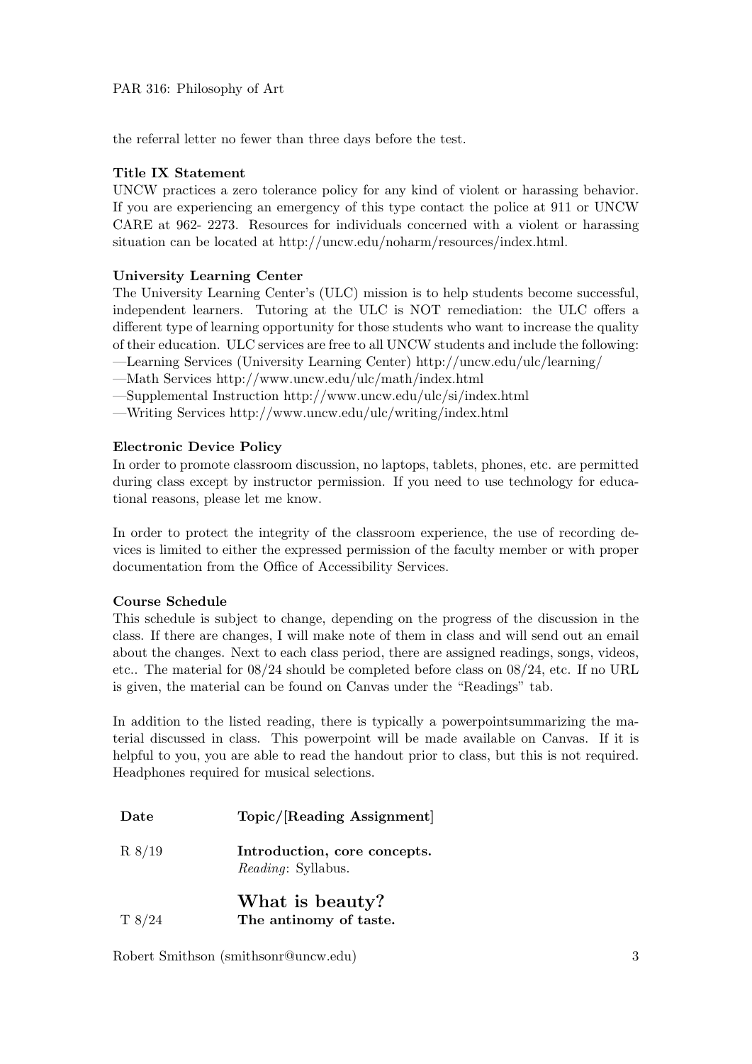the referral letter no fewer than three days before the test.

**Title IX Statement**

UNCW practices a zero tolerance policy for any kind of violent or harassing behavior. If you are experiencing an emergency of this type contact the police at 911 or UNCW CARE at 962- 2273. Resources for individuals concerned with a violent or harassing situation can be located at http://uncw.edu/noharm/resources/index.html.

**University Learning Center**

The University Learning Center's (ULC) mission is to help students become successful, independent learners. Tutoring at the ULC is NOT remediation: the ULC offers a different type of learning opportunity for those students who want to increase the quality of their education. ULC services are free to all UNCW students and include the following:
—Learning Services (University Learning Center) http://uncw.edu/ulc/learning/
—Math Services http://www.uncw.edu/ulc/math/index.html
—Supplemental Instruction http://www.uncw.edu/ulc/si/index.html
—Writing Services http://www.uncw.edu/ulc/writing/index.html

**Electronic Device Policy**

In order to promote classroom discussion, no laptops, tablets, phones, etc. are permitted during class except by instructor permission. If you need to use technology for educational reasons, please let me know.

In order to protect the integrity of the classroom experience, the use of recording devices is limited to either the expressed permission of the faculty member or with proper documentation from the Office of Accessibility Services.

**Course Schedule**

This schedule is subject to change, depending on the progress of the discussion in the class. If there are changes, I will make note of them in class and will send out an email about the changes. Next to each class period, there are assigned readings, songs, videos, etc.. The material for 08/24 should be completed before class on 08/24, etc. If no URL is given, the material can be found on Canvas under the "Readings" tab.

In addition to the listed reading, there is typically a powerpointsummarizing the material discussed in class. This powerpoint will be made available on Canvas. If it is helpful to you, you are able to read the handout prior to class, but this is not required. Headphones required for musical selections.

| Date | Topic/[Reading Assignment] |
|---|---|
| R 8/19 | **Introduction, core concepts.** *Reading*: Syllabus. |
| | **What is beauty?** |
| T 8/24 | **The antinomy of taste.** |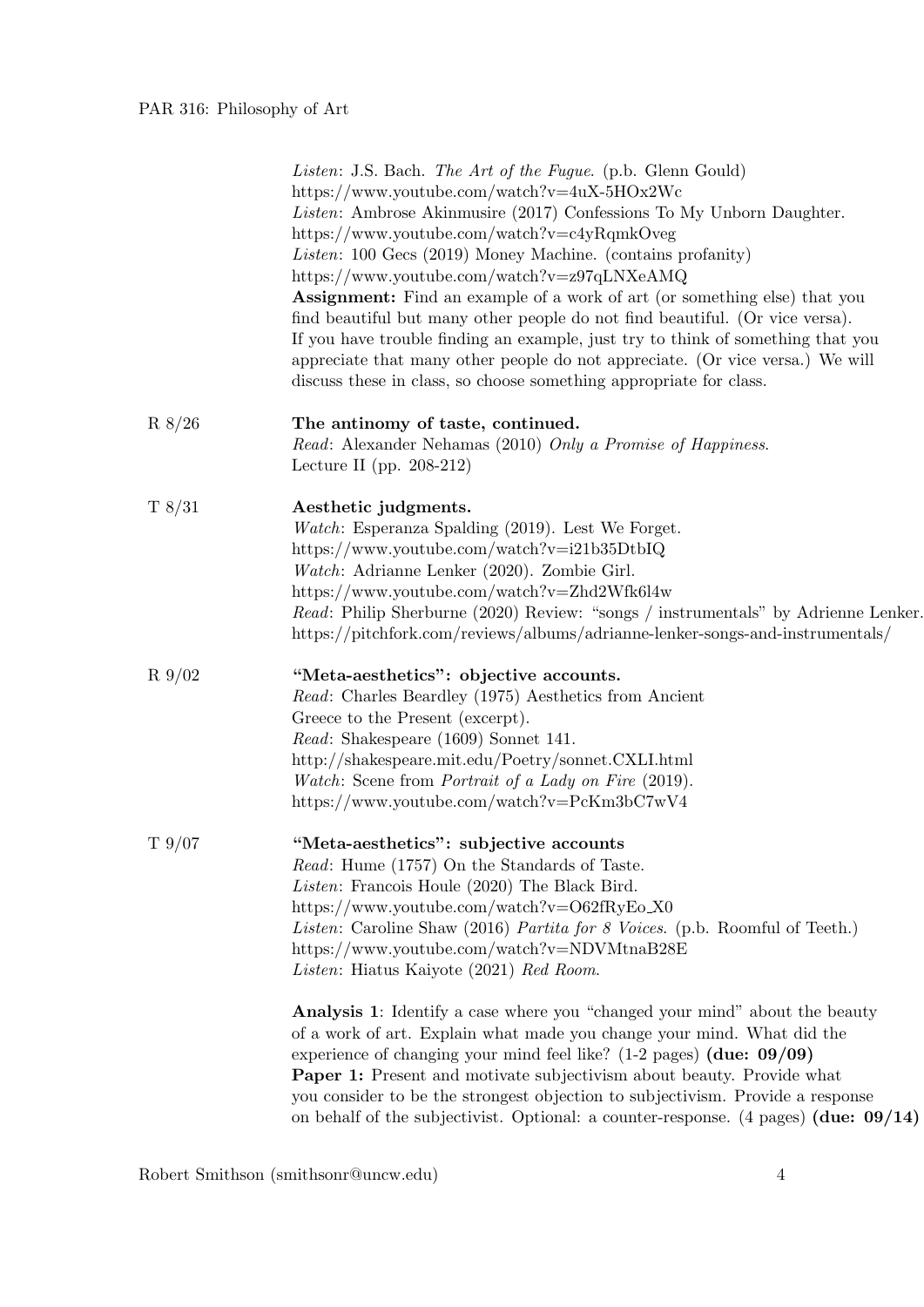*Listen*: J.S. Bach. *The Art of the Fugue*. (p.b. Glenn Gould)
https://www.youtube.com/watch?v=4uX-5HOx2Wc
*Listen*: Ambrose Akinmusire (2017) Confessions To My Unborn Daughter.
https://www.youtube.com/watch?v=c4yRqmkOveg
*Listen*: 100 Gecs (2019) Money Machine. (contains profanity)
https://www.youtube.com/watch?v=z97qLNXeAMQ
**Assignment:** Find an example of a work of art (or something else) that you find beautiful but many other people do not find beautiful. (Or vice versa). If you have trouble finding an example, just try to think of something that you appreciate that many other people do not appreciate. (Or vice versa.) We will discuss these in class, so choose something appropriate for class.

R 8/26 — **The antinomy of taste, continued.**
*Read*: Alexander Nehamas (2010) *Only a Promise of Happiness*. Lecture II (pp. 208-212)

T 8/31 — **Aesthetic judgments.**
*Watch*: Esperanza Spalding (2019). Lest We Forget.
https://www.youtube.com/watch?v=i21b35DtbIQ
*Watch*: Adrianne Lenker (2020). Zombie Girl.
https://www.youtube.com/watch?v=Zhd2Wfk6l4w
*Read*: Philip Sherburne (2020) Review: "songs / instrumentals" by Adrienne Lenker.
https://pitchfork.com/reviews/albums/adrianne-lenker-songs-and-instrumentals/

R 9/02 — **"Meta-aesthetics": objective accounts.**
*Read*: Charles Beardley (1975) Aesthetics from Ancient Greece to the Present (excerpt).
*Read*: Shakespeare (1609) Sonnet 141.
http://shakespeare.mit.edu/Poetry/sonnet.CXLI.html
*Watch*: Scene from *Portrait of a Lady on Fire* (2019).
https://www.youtube.com/watch?v=PcKm3bC7wV4

T 9/07 — **"Meta-aesthetics": subjective accounts**
*Read*: Hume (1757) On the Standards of Taste.
*Listen*: Francois Houle (2020) The Black Bird.
https://www.youtube.com/watch?v=O62fRyEo_X0
*Listen*: Caroline Shaw (2016) *Partita for 8 Voices*. (p.b. Roomful of Teeth.)
https://www.youtube.com/watch?v=NDVMtnaB28E
*Listen*: Hiatus Kaiyote (2021) *Red Room*.

**Analysis 1**: Identify a case where you "changed your mind" about the beauty of a work of art. Explain what made you change your mind. What did the experience of changing your mind feel like? (1-2 pages) **(due: 09/09)**
**Paper 1:** Present and motivate subjectivism about beauty. Provide what you consider to be the strongest objection to subjectivism. Provide a response on behalf of the subjectivist. Optional: a counter-response. (4 pages) **(due: 09/14)**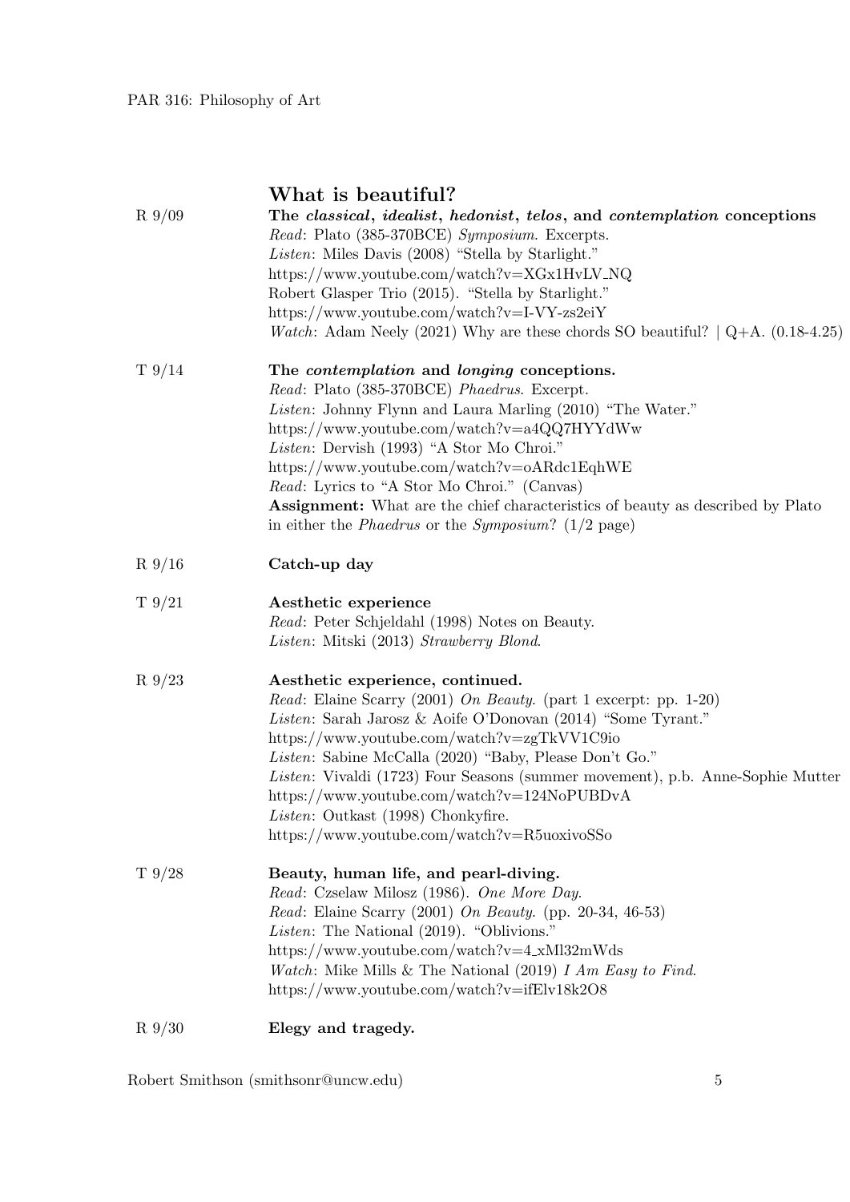## What is beautiful?

**R 9/09** **The *classical*, *idealist*, *hedonist*, *telos*, and *contemplation* conceptions**
*Read*: Plato (385-370BCE) *Symposium*. Excerpts.
*Listen*: Miles Davis (2008) "Stella by Starlight."
https://www.youtube.com/watch?v=XGx1HvLV_NQ
Robert Glasper Trio (2015). "Stella by Starlight."
https://www.youtube.com/watch?v=I-VY-zs2eiY
*Watch*: Adam Neely (2021) Why are these chords SO beautiful? | Q+A. (0.18-4.25)

**T 9/14** **The *contemplation* and *longing* conceptions.**
*Read*: Plato (385-370BCE) *Phaedrus*. Excerpt.
*Listen*: Johnny Flynn and Laura Marling (2010) "The Water."
https://www.youtube.com/watch?v=a4QQ7HYYdWw
*Listen*: Dervish (1993) "A Stor Mo Chroi."
https://www.youtube.com/watch?v=oARdc1EqhWE
*Read*: Lyrics to "A Stor Mo Chroi." (Canvas)
**Assignment:** What are the chief characteristics of beauty as described by Plato in either the *Phaedrus* or the *Symposium*? (1/2 page)

**R 9/16** **Catch-up day**

**T 9/21** **Aesthetic experience**
*Read*: Peter Schjeldahl (1998) Notes on Beauty.
*Listen*: Mitski (2013) *Strawberry Blond*.

**R 9/23** **Aesthetic experience, continued.**
*Read*: Elaine Scarry (2001) *On Beauty*. (part 1 excerpt: pp. 1-20)
*Listen*: Sarah Jarosz & Aoife O'Donovan (2014) "Some Tyrant."
https://www.youtube.com/watch?v=zgTkVV1C9io
*Listen*: Sabine McCalla (2020) "Baby, Please Don't Go."
*Listen*: Vivaldi (1723) Four Seasons (summer movement), p.b. Anne-Sophie Mutter
https://www.youtube.com/watch?v=124NoPUBDvA
*Listen*: Outkast (1998) Chonkyfire.
https://www.youtube.com/watch?v=R5uoxivoSSo

**T 9/28** **Beauty, human life, and pearl-diving.**
*Read*: Czselaw Milosz (1986). *One More Day*.
*Read*: Elaine Scarry (2001) *On Beauty*. (pp. 20-34, 46-53)
*Listen*: The National (2019). "Oblivions."
https://www.youtube.com/watch?v=4_xMl32mWds
*Watch*: Mike Mills & The National (2019) *I Am Easy to Find*.
https://www.youtube.com/watch?v=ifElv18k2O8

**R 9/30** **Elegy and tragedy.**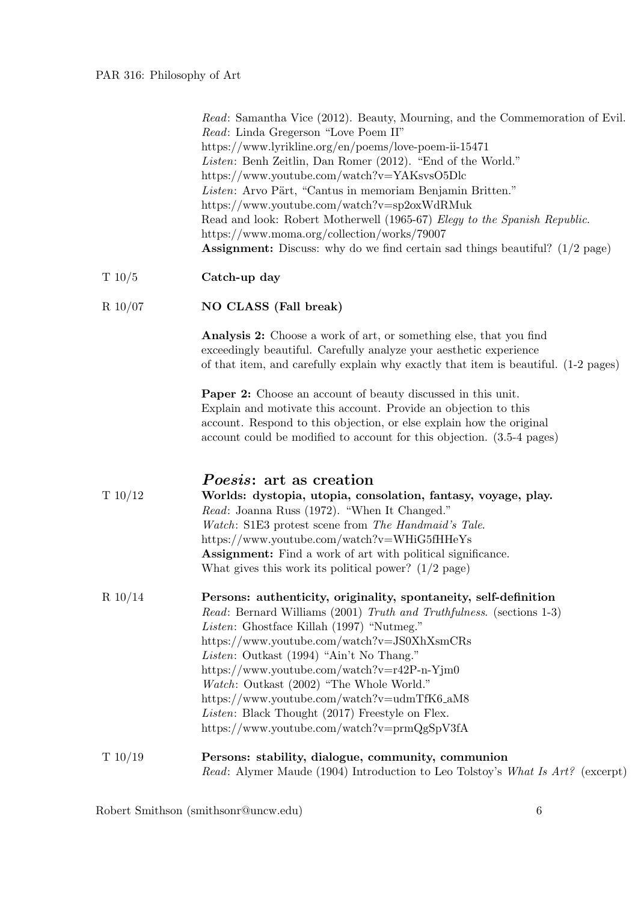*Read*: Samantha Vice (2012). Beauty, Mourning, and the Commemoration of Evil.
*Read*: Linda Gregerson "Love Poem II"
https://www.lyrikline.org/en/poems/love-poem-ii-15471
*Listen*: Benh Zeitlin, Dan Romer (2012). "End of the World."
https://www.youtube.com/watch?v=YAKsvsO5Dlc
*Listen*: Arvo Pärt, "Cantus in memoriam Benjamin Britten."
https://www.youtube.com/watch?v=sp2oxWdRMuk
Read and look: Robert Motherwell (1965-67) *Elegy to the Spanish Republic*.
https://www.moma.org/collection/works/79007
**Assignment:** Discuss: why do we find certain sad things beautiful? (1/2 page)

T 10/5 **Catch-up day**

R 10/07 **NO CLASS (Fall break)**

**Analysis 2:** Choose a work of art, or something else, that you find exceedingly beautiful. Carefully analyze your aesthetic experience of that item, and carefully explain why exactly that item is beautiful. (1-2 pages)

**Paper 2:** Choose an account of beauty discussed in this unit. Explain and motivate this account. Provide an objection to this account. Respond to this objection, or else explain how the original account could be modified to account for this objection. (3.5-4 pages)

## *Poesis*: art as creation

T 10/12 **Worlds: dystopia, utopia, consolation, fantasy, voyage, play.**
*Read*: Joanna Russ (1972). "When It Changed."
*Watch*: S1E3 protest scene from *The Handmaid's Tale*.
https://www.youtube.com/watch?v=WHiG5fHHeYs
**Assignment:** Find a work of art with political significance.
What gives this work its political power? (1/2 page)

R 10/14 **Persons: authenticity, originality, spontaneity, self-definition**
*Read*: Bernard Williams (2001) *Truth and Truthfulness*. (sections 1-3)
*Listen*: Ghostface Killah (1997) "Nutmeg."
https://www.youtube.com/watch?v=JS0XhXsmCRs
*Listen*: Outkast (1994) "Ain't No Thang."
https://www.youtube.com/watch?v=r42P-n-Yjm0
*Watch*: Outkast (2002) "The Whole World."
https://www.youtube.com/watch?v=udmTfK6_aM8
*Listen*: Black Thought (2017) Freestyle on Flex.
https://www.youtube.com/watch?v=prmQgSpV3fA

T 10/19 **Persons: stability, dialogue, community, communion**
*Read*: Alymer Maude (1904) Introduction to Leo Tolstoy's *What Is Art?* (excerpt)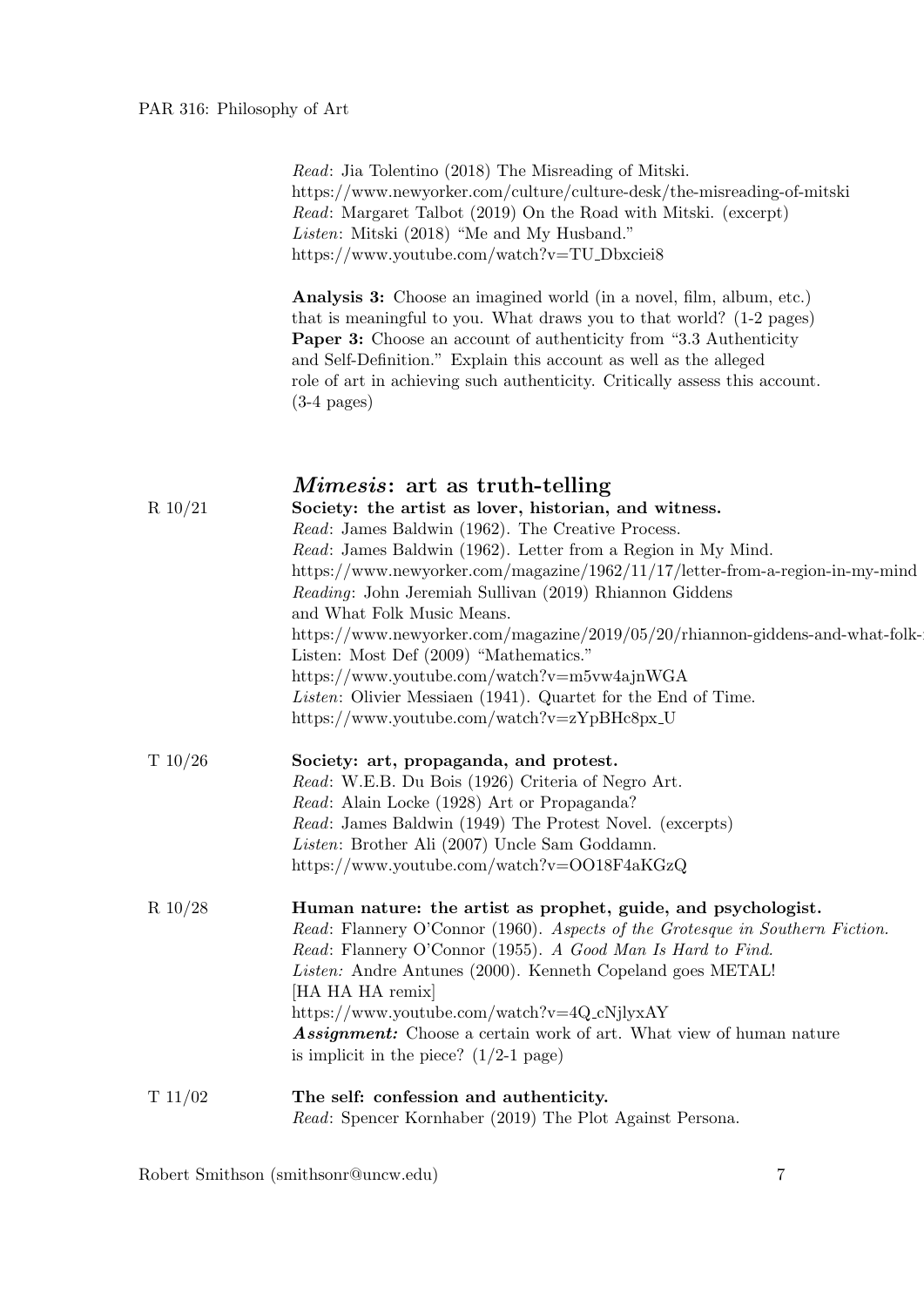*Read*: Jia Tolentino (2018) The Misreading of Mitski.
https://www.newyorker.com/culture/culture-desk/the-misreading-of-mitski
*Read*: Margaret Talbot (2019) On the Road with Mitski. (excerpt)
*Listen*: Mitski (2018) "Me and My Husband."
https://www.youtube.com/watch?v=TU_Dbxciei8

**Analysis 3:** Choose an imagined world (in a novel, film, album, etc.) that is meaningful to you. What draws you to that world? (1-2 pages)
**Paper 3:** Choose an account of authenticity from "3.3 Authenticity and Self-Definition." Explain this account as well as the alleged role of art in achieving such authenticity. Critically assess this account. (3-4 pages)

## *Mimesis*: art as truth-telling

R 10/21 — **Society: the artist as lover, historian, and witness.**
*Read*: James Baldwin (1962). The Creative Process.
*Read*: James Baldwin (1962). Letter from a Region in My Mind.
https://www.newyorker.com/magazine/1962/11/17/letter-from-a-region-in-my-mind
*Reading*: John Jeremiah Sullivan (2019) Rhiannon Giddens and What Folk Music Means.
https://www.newyorker.com/magazine/2019/05/20/rhiannon-giddens-and-what-folk-
Listen: Most Def (2009) "Mathematics."
https://www.youtube.com/watch?v=m5vw4ajnWGA
*Listen*: Olivier Messiaen (1941). Quartet for the End of Time.
https://www.youtube.com/watch?v=zYpBHc8px_U

T 10/26 — **Society: art, propaganda, and protest.**
*Read*: W.E.B. Du Bois (1926) Criteria of Negro Art.
*Read*: Alain Locke (1928) Art or Propaganda?
*Read*: James Baldwin (1949) The Protest Novel. (excerpts)
*Listen*: Brother Ali (2007) Uncle Sam Goddamn.
https://www.youtube.com/watch?v=OO18F4aKGzQ

R 10/28 — **Human nature: the artist as prophet, guide, and psychologist.**
*Read*: Flannery O'Connor (1960). *Aspects of the Grotesque in Southern Fiction.*
*Read*: Flannery O'Connor (1955). *A Good Man Is Hard to Find.*
*Listen:* Andre Antunes (2000). Kenneth Copeland goes METAL! [HA HA HA remix]
https://www.youtube.com/watch?v=4Q_cNjlyxAY
***Assignment:*** Choose a certain work of art. What view of human nature is implicit in the piece? (1/2-1 page)

T 11/02 — **The self: confession and authenticity.**
*Read*: Spencer Kornhaber (2019) The Plot Against Persona.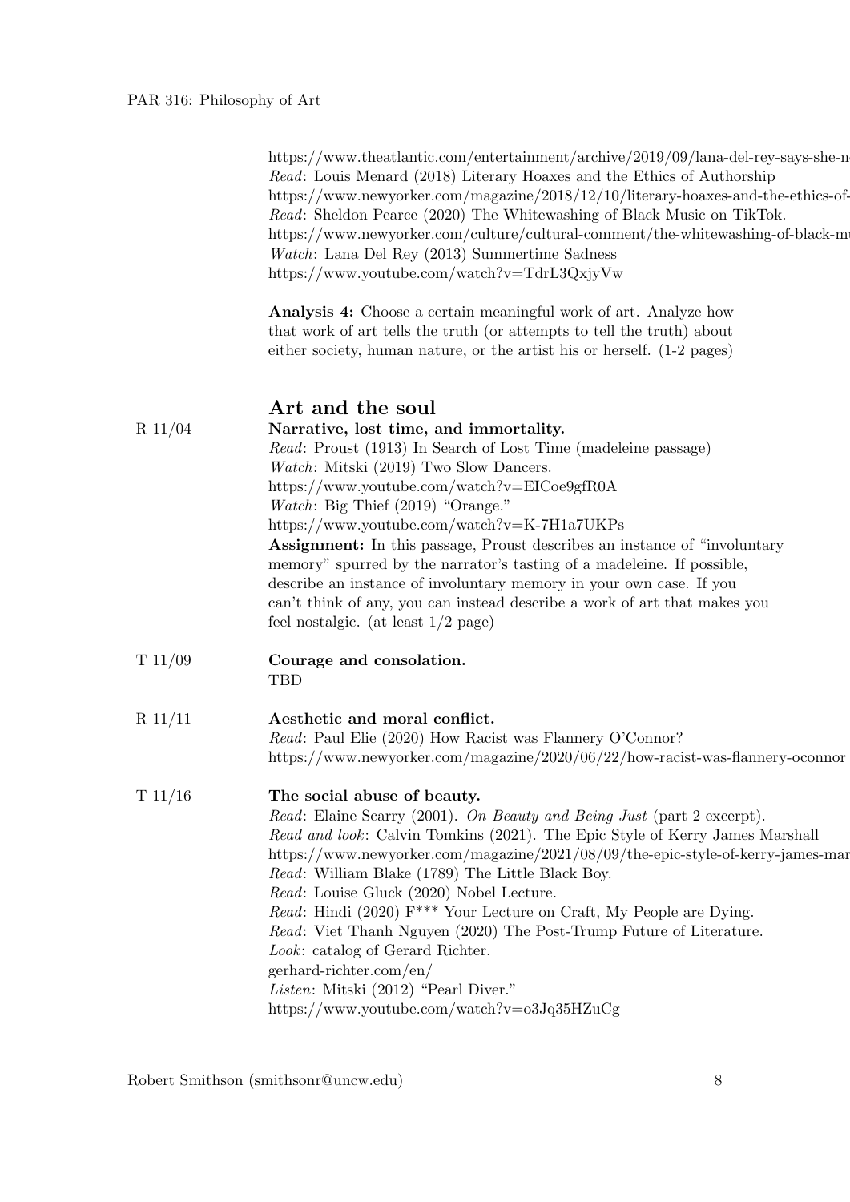https://www.theatlantic.com/entertainment/archive/2019/09/lana-del-rey-says-she-n
*Read*: Louis Menard (2018) Literary Hoaxes and the Ethics of Authorship
https://www.newyorker.com/magazine/2018/12/10/literary-hoaxes-and-the-ethics-of-
*Read*: Sheldon Pearce (2020) The Whitewashing of Black Music on TikTok.
https://www.newyorker.com/culture/cultural-comment/the-whitewashing-of-black-mu
*Watch*: Lana Del Rey (2013) Summertime Sadness
https://www.youtube.com/watch?v=TdrL3QxjyVw

**Analysis 4:** Choose a certain meaningful work of art. Analyze how that work of art tells the truth (or attempts to tell the truth) about either society, human nature, or the artist his or herself. (1-2 pages)

## Art and the soul

**R 11/04** — **Narrative, lost time, and immortality.**
*Read*: Proust (1913) In Search of Lost Time (madeleine passage)
*Watch*: Mitski (2019) Two Slow Dancers.
https://www.youtube.com/watch?v=EICoe9gfR0A
*Watch*: Big Thief (2019) "Orange."
https://www.youtube.com/watch?v=K-7H1a7UKPs
**Assignment:** In this passage, Proust describes an instance of "involuntary memory" spurred by the narrator's tasting of a madeleine. If possible, describe an instance of involuntary memory in your own case. If you can't think of any, you can instead describe a work of art that makes you feel nostalgic. (at least 1/2 page)

**T 11/09** — **Courage and consolation.**
TBD

**R 11/11** — **Aesthetic and moral conflict.**
*Read*: Paul Elie (2020) How Racist was Flannery O'Connor?
https://www.newyorker.com/magazine/2020/06/22/how-racist-was-flannery-oconnor

**T 11/16** — **The social abuse of beauty.**
*Read*: Elaine Scarry (2001). *On Beauty and Being Just* (part 2 excerpt).
*Read and look*: Calvin Tomkins (2021). The Epic Style of Kerry James Marshall
https://www.newyorker.com/magazine/2021/08/09/the-epic-style-of-kerry-james-mar
*Read*: William Blake (1789) The Little Black Boy.
*Read*: Louise Gluck (2020) Nobel Lecture.
*Read*: Hindi (2020) F*** Your Lecture on Craft, My People are Dying.
*Read*: Viet Thanh Nguyen (2020) The Post-Trump Future of Literature.
*Look*: catalog of Gerard Richter.
gerhard-richter.com/en/
*Listen*: Mitski (2012) "Pearl Diver."
https://www.youtube.com/watch?v=o3Jq35HZuCg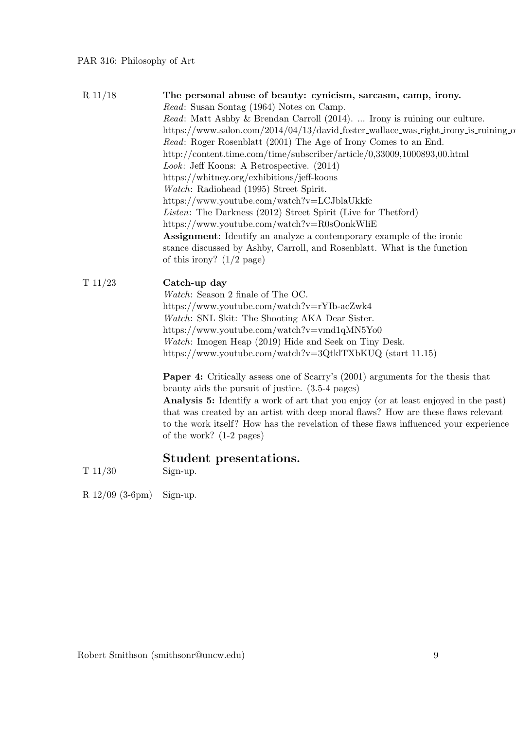R 11/18 **The personal abuse of beauty: cynicism, sarcasm, camp, irony.**
*Read*: Susan Sontag (1964) Notes on Camp.
*Read*: Matt Ashby & Brendan Carroll (2014). ... Irony is ruining our culture.
https://www.salon.com/2014/04/13/david_foster_wallace_was_right_irony_is_ruining_o
*Read*: Roger Rosenblatt (2001) The Age of Irony Comes to an End.
http://content.time.com/time/subscriber/article/0,33009,1000893,00.html
*Look*: Jeff Koons: A Retrospective. (2014)
https://whitney.org/exhibitions/jeff-koons
*Watch*: Radiohead (1995) Street Spirit.
https://www.youtube.com/watch?v=LCJblaUkkfc
*Listen*: The Darkness (2012) Street Spirit (Live for Thetford)
https://www.youtube.com/watch?v=R0sOonkWliE
**Assignment**: Identify an analyze a contemporary example of the ironic stance discussed by Ashby, Carroll, and Rosenblatt. What is the function of this irony? (1/2 page)

T 11/23 **Catch-up day**
*Watch*: Season 2 finale of The OC.
https://www.youtube.com/watch?v=rYIb-acZwk4
*Watch*: SNL Skit: The Shooting AKA Dear Sister.
https://www.youtube.com/watch?v=vmd1qMN5Yo0
*Watch*: Imogen Heap (2019) Hide and Seek on Tiny Desk.
https://www.youtube.com/watch?v=3QtklTXbKUQ (start 11.15)

**Paper 4:** Critically assess one of Scarry's (2001) arguments for the thesis that beauty aids the pursuit of justice. (3.5-4 pages)
**Analysis 5:** Identify a work of art that you enjoy (or at least enjoyed in the past) that was created by an artist with deep moral flaws? How are these flaws relevant to the work itself? How has the revelation of these flaws influenced your experience of the work? (1-2 pages)

## Student presentations.

T 11/30 Sign-up.

R 12/09 (3-6pm) Sign-up.